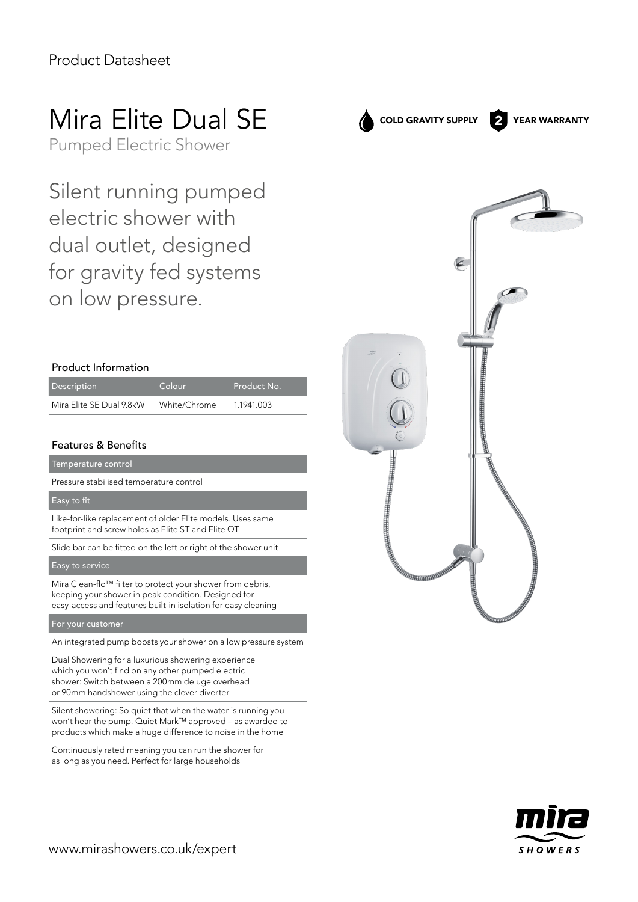Product Datasheet

# Mira Elite Dual SE

Pumped Electric Shower

**COLD GRAVITY SUPPLY** **2 YEAR WARRANTY**

## Silent running pumped electric shower with dual outlet, designed for gravity fed systems on low pressure.

### Product Information

| Description | Colour | Product No. |
|---|---|---|
| Mira Elite SE Dual 9.8kW | White/Chrome | 1.1941.003 |

### Features & Benefits

| Temperature control |
|---|
| Pressure stabilised temperature control |

| Easy to fit |
|---|
| Like-for-like replacement of older Elite models. Uses same footprint and screw holes as Elite ST and Elite QT |
| Slide bar can be fitted on the left or right of the shower unit |

| Easy to service |
|---|
| Mira Clean-flo™ filter to protect your shower from debris, keeping your shower in peak condition. Designed for easy-access and features built-in isolation for easy cleaning |

| For your customer |
|---|
| An integrated pump boosts your shower on a low pressure system |
| Dual Showering for a luxurious showering experience which you won't find on any other pumped electric shower: Switch between a 200mm deluge overhead or 90mm handshower using the clever diverter |
| Silent showering: So quiet that when the water is running you won't hear the pump. Quiet Mark™ approved – as awarded to products which make a huge difference to noise in the home |
| Continuously rated meaning you can run the shower for as long as you need. Perfect for large households |

www.mirashowers.co.uk/expert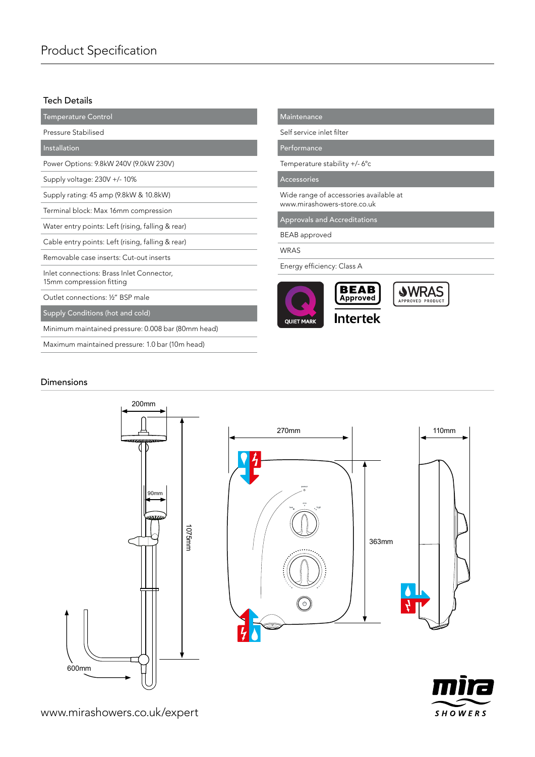# Product Specification

## Tech Details

| Temperature Control |
|---|
| Pressure Stabilised |

| Installation |
|---|
| Power Options: 9.8kW 240V (9.0kW 230V) |
| Supply voltage: 230V +/- 10% |
| Supply rating: 45 amp (9.8kW & 10.8kW) |
| Terminal block: Max 16mm compression |
| Water entry points: Left (rising, falling & rear) |
| Cable entry points: Left (rising, falling & rear) |
| Removable case inserts: Cut-out inserts |
| Inlet connections: Brass Inlet Connector, 15mm compression fitting |
| Outlet connections: ½" BSP male |

| Supply Conditions (hot and cold) |
|---|
| Minimum maintained pressure: 0.008 bar (80mm head) |
| Maximum maintained pressure: 1.0 bar (10m head) |

| Maintenance |
|---|
| Self service inlet filter |

| Performance |
|---|
| Temperature stability +/- 6°c |

| Accessories |
|---|
| Wide range of accessories available at www.mirashowers-store.co.uk |

| Approvals and Accreditations |
|---|
| BEAB approved |
| WRAS |
| Energy efficiency: Class A |

QUIET MARK

BEAB Approved

Intertek

WRAS APPROVED PRODUCT

## Dimensions

200mm

90mm

1075mm

600mm

270mm

363mm

110mm

www.mirashowers.co.uk/expert

mira SHOWERS